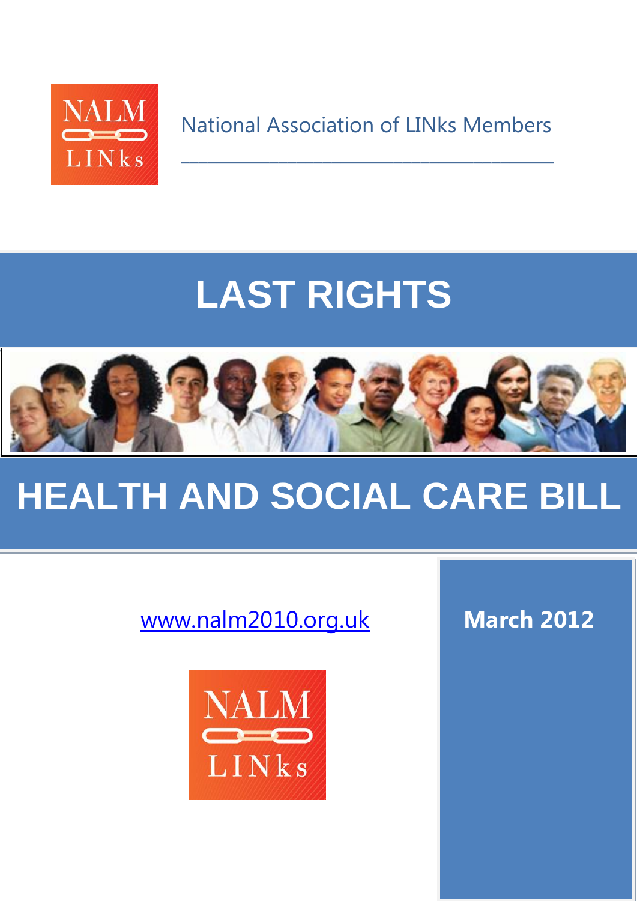NALM LINks

National Association of LINks Members

# LAST RIGHTS

# HEALTH AND SOCIAL CARE BILL

www.nalm2010.org.uk

NALM LINks

**March 2012**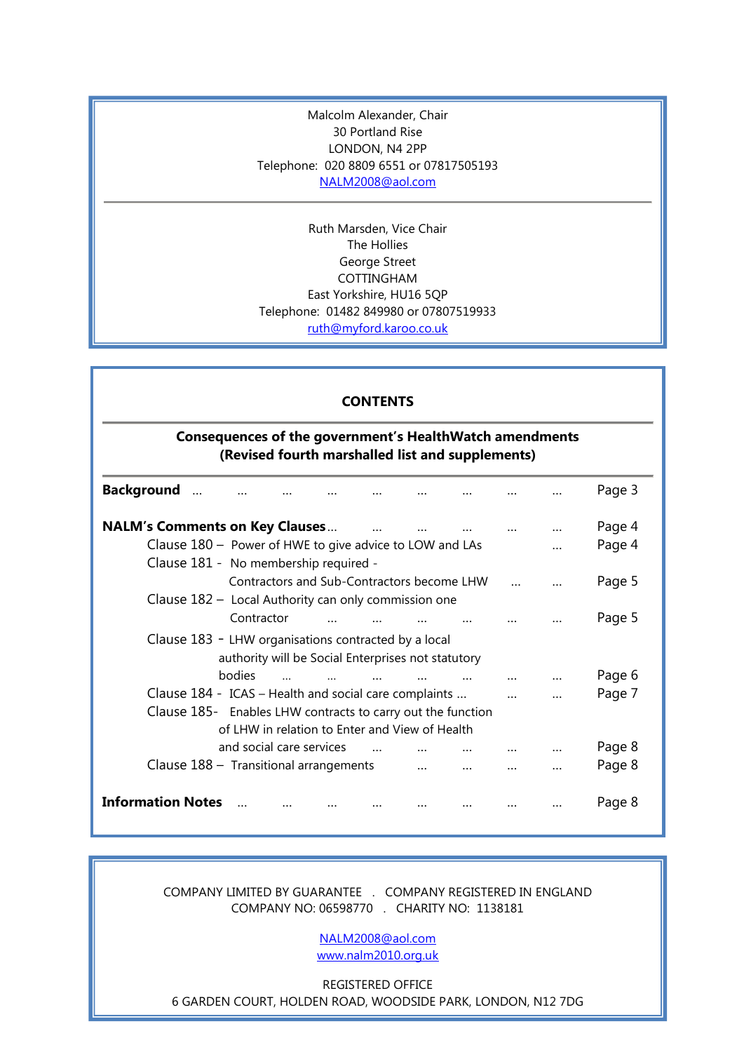Malcolm Alexander, Chair
30 Portland Rise
LONDON, N4 2PP
Telephone: 020 8809 6551 or 07817505193
NALM2008@aol.com

---

Ruth Marsden, Vice Chair
The Hollies
George Street
COTTINGHAM
East Yorkshire, HU16 5QP
Telephone: 01482 849980 or 07807519933
ruth@myford.karoo.co.uk

## CONTENTS

### Consequences of the government's HealthWatch amendments (Revised fourth marshalled list and supplements)

**Background** ... Page 3

**NALM's Comments on Key Clauses** ... Page 4

- Clause 180 – Power of HWE to give advice to LOW and LAs ... Page 4
- Clause 181 - No membership required - Contractors and Sub-Contractors become LHW ... Page 5
- Clause 182 – Local Authority can only commission one Contractor ... Page 5
- Clause 183 - LHW organisations contracted by a local authority will be Social Enterprises not statutory bodies ... Page 6
- Clause 184 - ICAS – Health and social care complaints ... Page 7
- Clause 185- Enables LHW contracts to carry out the function of LHW in relation to Enter and View of Health and social care services ... Page 8
- Clause 188 – Transitional arrangements ... Page 8

**Information Notes** ... Page 8

---

COMPANY LIMITED BY GUARANTEE . COMPANY REGISTERED IN ENGLAND
COMPANY NO: 06598770 . CHARITY NO: 1138181

NALM2008@aol.com
www.nalm2010.org.uk

REGISTERED OFFICE
6 GARDEN COURT, HOLDEN ROAD, WOODSIDE PARK, LONDON, N12 7DG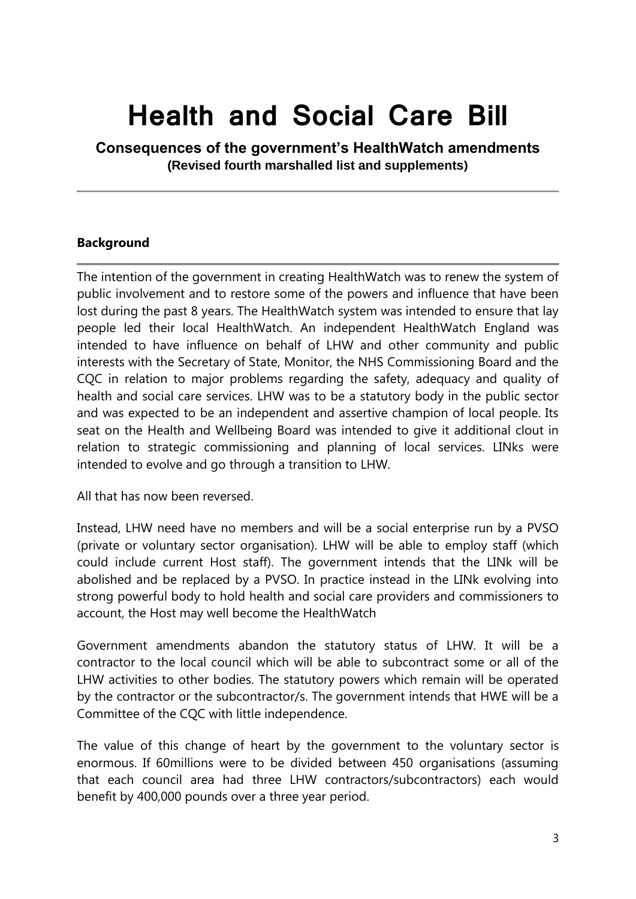# Health and Social Care Bill

**Consequences of the government's HealthWatch amendments**
**(Revised fourth marshalled list and supplements)**

---

### Background

---

The intention of the government in creating HealthWatch was to renew the system of public involvement and to restore some of the powers and influence that have been lost during the past 8 years. The HealthWatch system was intended to ensure that lay people led their local HealthWatch. An independent HealthWatch England was intended to have influence on behalf of LHW and other community and public interests with the Secretary of State, Monitor, the NHS Commissioning Board and the CQC in relation to major problems regarding the safety, adequacy and quality of health and social care services. LHW was to be a statutory body in the public sector and was expected to be an independent and assertive champion of local people. Its seat on the Health and Wellbeing Board was intended to give it additional clout in relation to strategic commissioning and planning of local services. LINks were intended to evolve and go through a transition to LHW.

All that has now been reversed.

Instead, LHW need have no members and will be a social enterprise run by a PVSO (private or voluntary sector organisation). LHW will be able to employ staff (which could include current Host staff). The government intends that the LINk will be abolished and be replaced by a PVSO. In practice instead in the LINk evolving into strong powerful body to hold health and social care providers and commissioners to account, the Host may well become the HealthWatch

Government amendments abandon the statutory status of LHW. It will be a contractor to the local council which will be able to subcontract some or all of the LHW activities to other bodies. The statutory powers which remain will be operated by the contractor or the subcontractor/s. The government intends that HWE will be a Committee of the CQC with little independence.

The value of this change of heart by the government to the voluntary sector is enormous. If 60millions were to be divided between 450 organisations (assuming that each council area had three LHW contractors/subcontractors) each would benefit by 400,000 pounds over a three year period.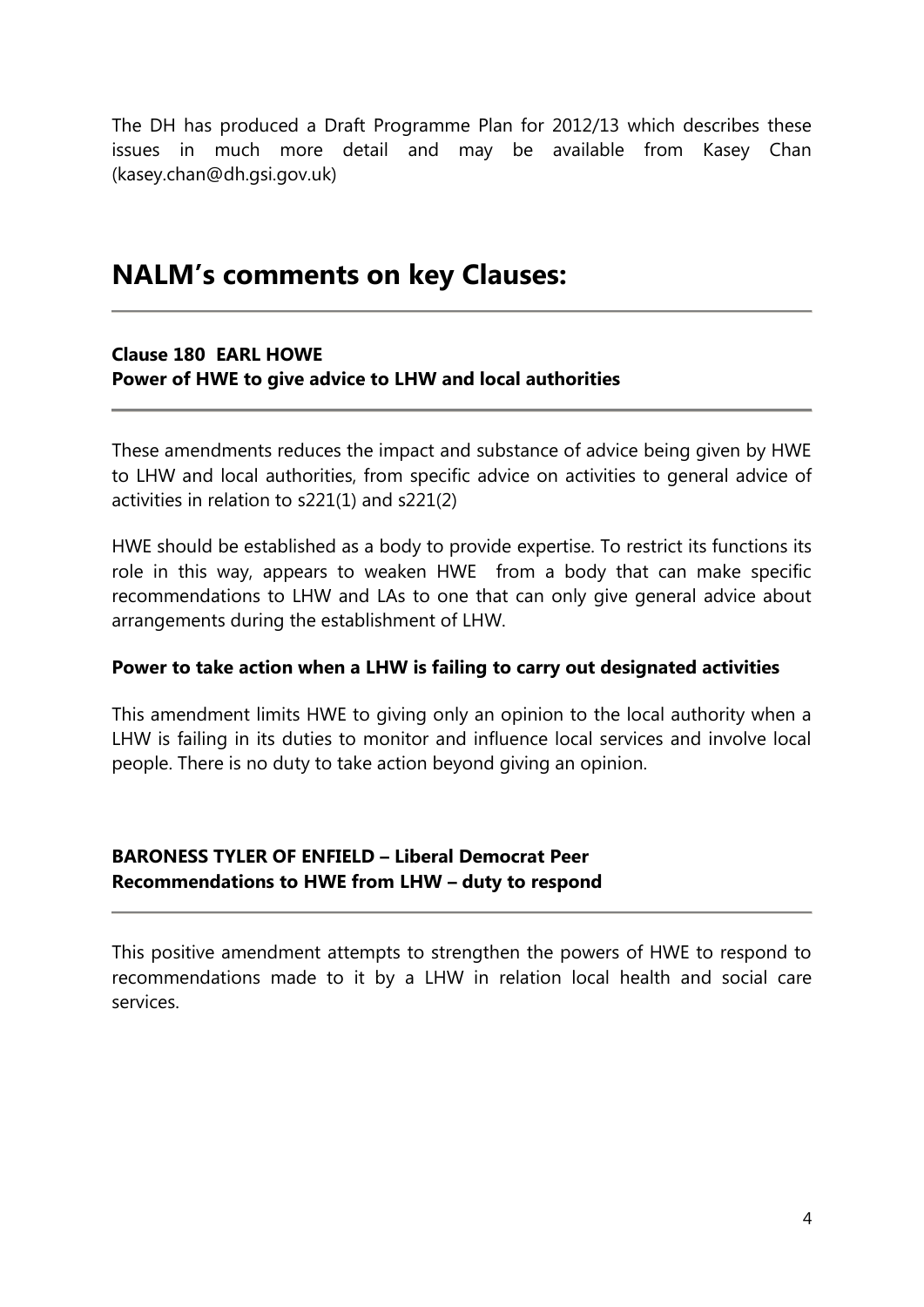The DH has produced a Draft Programme Plan for 2012/13 which describes these issues in much more detail and may be available from Kasey Chan (kasey.chan@dh.gsi.gov.uk)

## NALM's comments on key Clauses:

---

### Clause 180 EARL HOWE
### Power of HWE to give advice to LHW and local authorities

---

These amendments reduces the impact and substance of advice being given by HWE to LHW and local authorities, from specific advice on activities to general advice of activities in relation to s221(1) and s221(2)

HWE should be established as a body to provide expertise. To restrict its functions its role in this way, appears to weaken HWE from a body that can make specific recommendations to LHW and LAs to one that can only give general advice about arrangements during the establishment of LHW.

**Power to take action when a LHW is failing to carry out designated activities**

This amendment limits HWE to giving only an opinion to the local authority when a LHW is failing in its duties to monitor and influence local services and involve local people. There is no duty to take action beyond giving an opinion.

### BARONESS TYLER OF ENFIELD – Liberal Democrat Peer
### Recommendations to HWE from LHW – duty to respond

---

This positive amendment attempts to strengthen the powers of HWE to respond to recommendations made to it by a LHW in relation local health and social care services.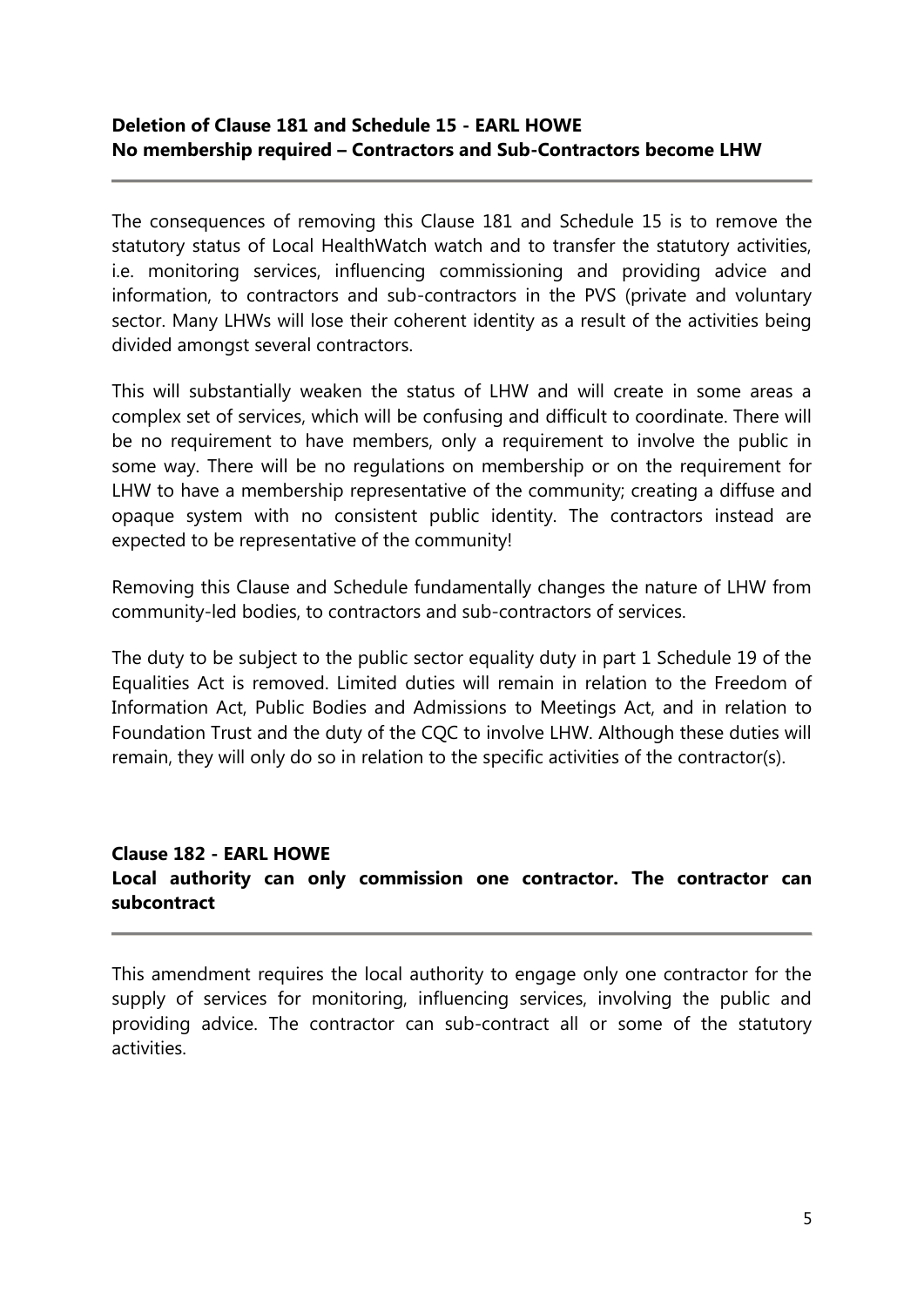## Deletion of Clause 181 and Schedule 15 - EARL HOWE
## No membership required – Contractors and Sub-Contractors become LHW

The consequences of removing this Clause 181 and Schedule 15 is to remove the statutory status of Local HealthWatch watch and to transfer the statutory activities, i.e. monitoring services, influencing commissioning and providing advice and information, to contractors and sub-contractors in the PVS (private and voluntary sector. Many LHWs will lose their coherent identity as a result of the activities being divided amongst several contractors.

This will substantially weaken the status of LHW and will create in some areas a complex set of services, which will be confusing and difficult to coordinate. There will be no requirement to have members, only a requirement to involve the public in some way. There will be no regulations on membership or on the requirement for LHW to have a membership representative of the community; creating a diffuse and opaque system with no consistent public identity. The contractors instead are expected to be representative of the community!

Removing this Clause and Schedule fundamentally changes the nature of LHW from community-led bodies, to contractors and sub-contractors of services.

The duty to be subject to the public sector equality duty in part 1 Schedule 19 of the Equalities Act is removed. Limited duties will remain in relation to the Freedom of Information Act, Public Bodies and Admissions to Meetings Act, and in relation to Foundation Trust and the duty of the CQC to involve LHW. Although these duties will remain, they will only do so in relation to the specific activities of the contractor(s).

## Clause 182 - EARL HOWE
## Local authority can only commission one contractor. The contractor can subcontract

This amendment requires the local authority to engage only one contractor for the supply of services for monitoring, influencing services, involving the public and providing advice. The contractor can sub-contract all or some of the statutory activities.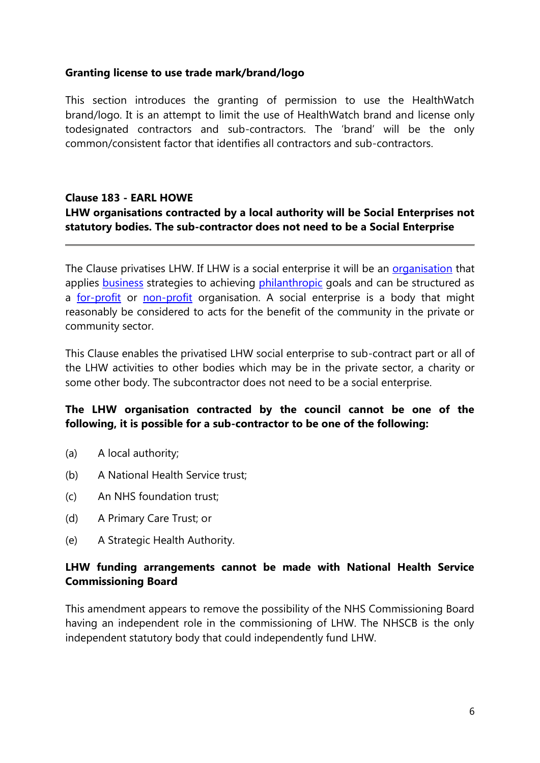**Granting license to use trade mark/brand/logo**

This section introduces the granting of permission to use the HealthWatch brand/logo. It is an attempt to limit the use of HealthWatch brand and license only todesignated contractors and sub-contractors. The 'brand' will be the only common/consistent factor that identifies all contractors and sub-contractors.

**Clause 183 - EARL HOWE**
**LHW organisations contracted by a local authority will be Social Enterprises not statutory bodies. The sub-contractor does not need to be a Social Enterprise**

---

The Clause privatises LHW. If LHW is a social enterprise it will be an organisation that applies business strategies to achieving philanthropic goals and can be structured as a for-profit or non-profit organisation. A social enterprise is a body that might reasonably be considered to acts for the benefit of the community in the private or community sector.

This Clause enables the privatised LHW social enterprise to sub-contract part or all of the LHW activities to other bodies which may be in the private sector, a charity or some other body. The subcontractor does not need to be a social enterprise.

**The LHW organisation contracted by the council cannot be one of the following, it is possible for a sub-contractor to be one of the following:**

(a) A local authority;

(b) A National Health Service trust;

(c) An NHS foundation trust;

(d) A Primary Care Trust; or

(e) A Strategic Health Authority.

**LHW funding arrangements cannot be made with National Health Service Commissioning Board**

This amendment appears to remove the possibility of the NHS Commissioning Board having an independent role in the commissioning of LHW. The NHSCB is the only independent statutory body that could independently fund LHW.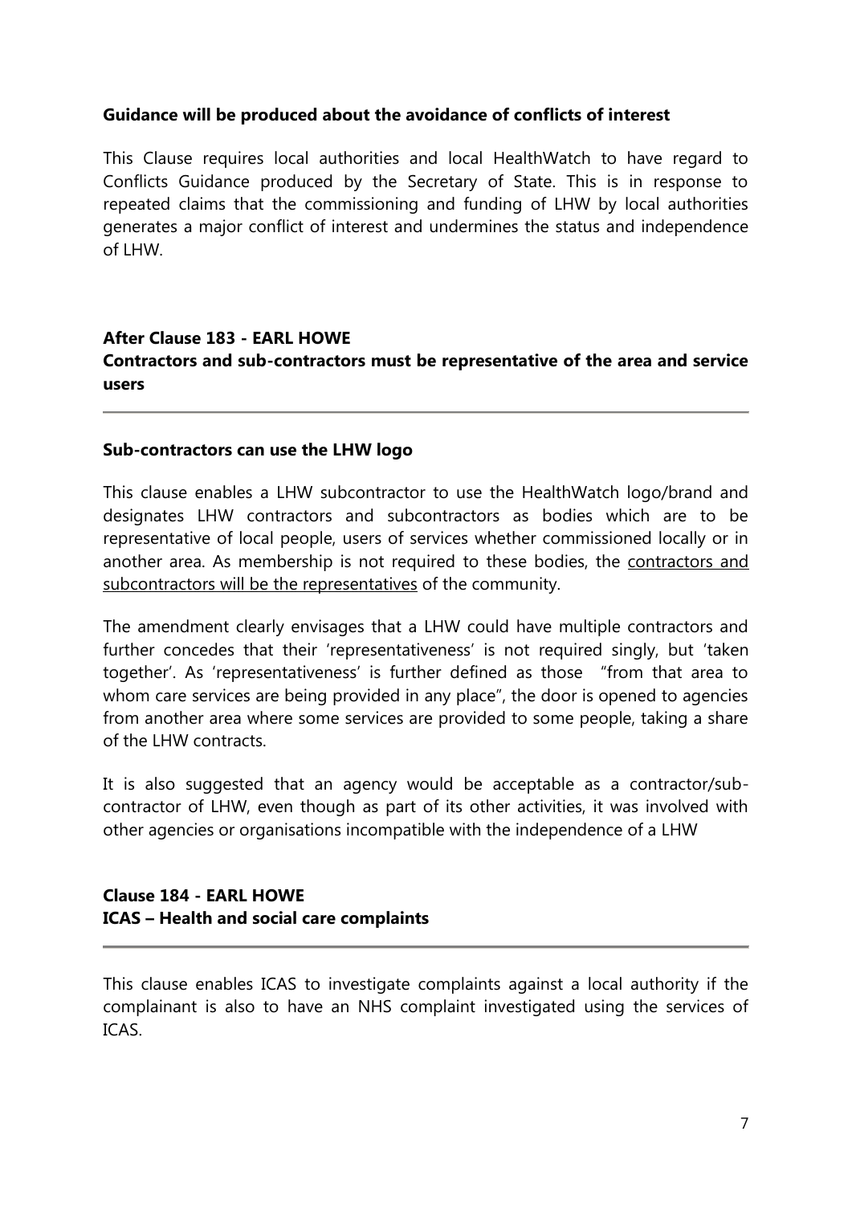**Guidance will be produced about the avoidance of conflicts of interest**

This Clause requires local authorities and local HealthWatch to have regard to Conflicts Guidance produced by the Secretary of State. This is in response to repeated claims that the commissioning and funding of LHW by local authorities generates a major conflict of interest and undermines the status and independence of LHW.

## After Clause 183 - EARL HOWE
## Contractors and sub-contractors must be representative of the area and service users

---

**Sub-contractors can use the LHW logo**

This clause enables a LHW subcontractor to use the HealthWatch logo/brand and designates LHW contractors and subcontractors as bodies which are to be representative of local people, users of services whether commissioned locally or in another area. As membership is not required to these bodies, the <u>contractors and subcontractors will be the representatives</u> of the community.

The amendment clearly envisages that a LHW could have multiple contractors and further concedes that their 'representativeness' is not required singly, but 'taken together'. As 'representativeness' is further defined as those "from that area to whom care services are being provided in any place", the door is opened to agencies from another area where some services are provided to some people, taking a share of the LHW contracts.

It is also suggested that an agency would be acceptable as a contractor/sub-contractor of LHW, even though as part of its other activities, it was involved with other agencies or organisations incompatible with the independence of a LHW

## Clause 184 - EARL HOWE
## ICAS – Health and social care complaints

---

This clause enables ICAS to investigate complaints against a local authority if the complainant is also to have an NHS complaint investigated using the services of ICAS.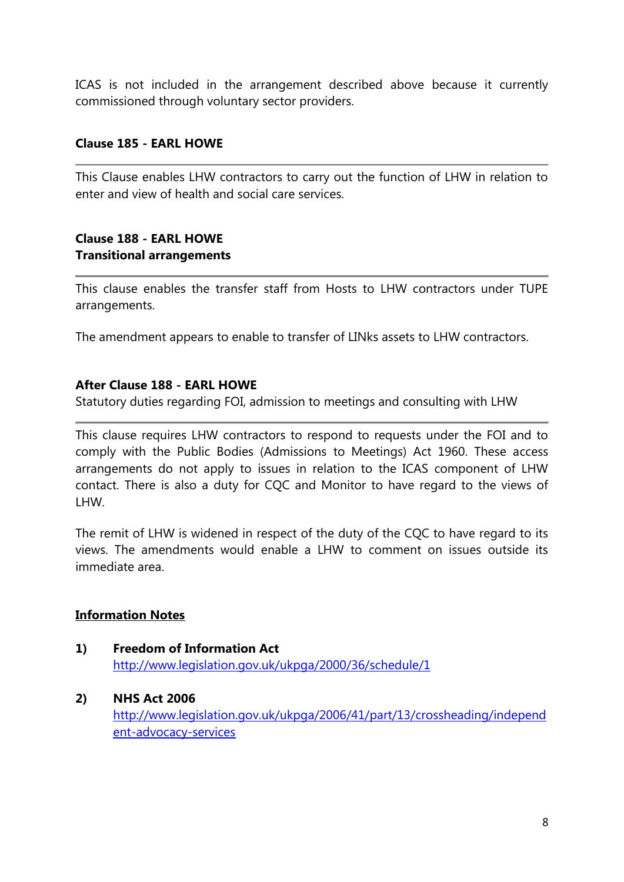ICAS is not included in the arrangement described above because it currently commissioned through voluntary sector providers.

**Clause 185 - EARL HOWE**

---

This Clause enables LHW contractors to carry out the function of LHW in relation to enter and view of health and social care services.

**Clause 188 - EARL HOWE**
**Transitional arrangements**

---

This clause enables the transfer staff from Hosts to LHW contractors under TUPE arrangements.

The amendment appears to enable to transfer of LINks assets to LHW contractors.

**After Clause 188 - EARL HOWE**
Statutory duties regarding FOI, admission to meetings and consulting with LHW

---

This clause requires LHW contractors to respond to requests under the FOI and to comply with the Public Bodies (Admissions to Meetings) Act 1960. These access arrangements do not apply to issues in relation to the ICAS component of LHW contact. There is also a duty for CQC and Monitor to have regard to the views of LHW.

The remit of LHW is widened in respect of the duty of the CQC to have regard to its views. The amendments would enable a LHW to comment on issues outside its immediate area.

**<u>Information Notes</u>**

1) **Freedom of Information Act**
   http://www.legislation.gov.uk/ukpga/2000/36/schedule/1

2) **NHS Act 2006**
   http://www.legislation.gov.uk/ukpga/2006/41/part/13/crossheading/independent-advocacy-services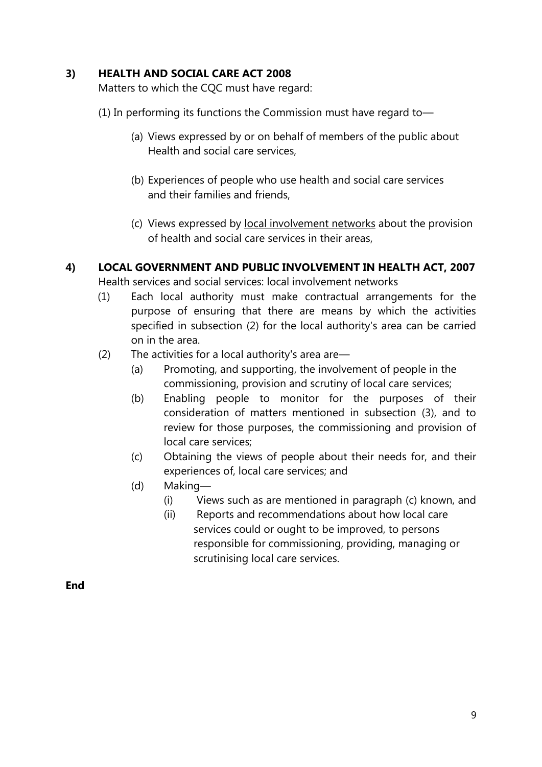## 3) HEALTH AND SOCIAL CARE ACT 2008

Matters to which the CQC must have regard:

(1) In performing its functions the Commission must have regard to—

(a) Views expressed by or on behalf of members of the public about Health and social care services,

(b) Experiences of people who use health and social care services and their families and friends,

(c) Views expressed by <u>local involvement networks</u> about the provision of health and social care services in their areas,

## 4) LOCAL GOVERNMENT AND PUBLIC INVOLVEMENT IN HEALTH ACT, 2007

Health services and social services: local involvement networks

(1) Each local authority must make contractual arrangements for the purpose of ensuring that there are means by which the activities specified in subsection (2) for the local authority's area can be carried on in the area.

(2) The activities for a local authority's area are—

(a) Promoting, and supporting, the involvement of people in the commissioning, provision and scrutiny of local care services;

(b) Enabling people to monitor for the purposes of their consideration of matters mentioned in subsection (3), and to review for those purposes, the commissioning and provision of local care services;

(c) Obtaining the views of people about their needs for, and their experiences of, local care services; and

(d) Making—

(i) Views such as are mentioned in paragraph (c) known, and

(ii) Reports and recommendations about how local care services could or ought to be improved, to persons responsible for commissioning, providing, managing or scrutinising local care services.

**End**